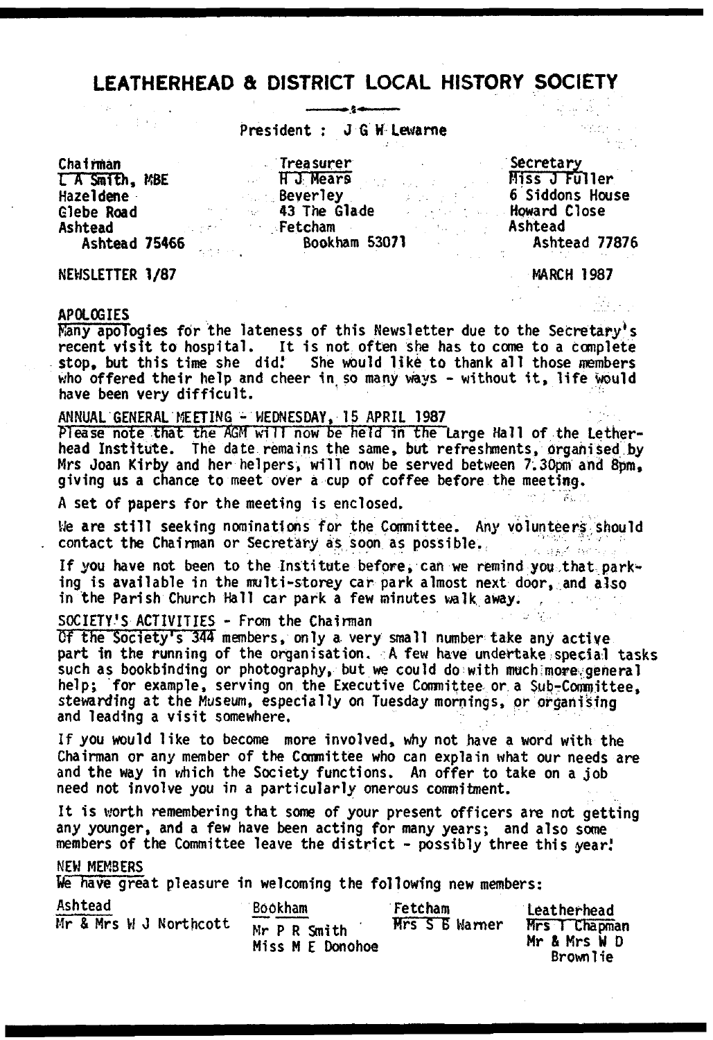# LEATHERHEAD & DISTRICT LOCAL HISTORY SOCIETY

President : J G W Lewarne

| Chairman | Treasurer | Secretary |
|---|---|---|
| L A Smith, MBE | H J Mears | Miss J Fuller |
| Hazeldene | Beverley | 6 Siddons House |
| Glebe Road | 43 The Glade | Howard Close |
| Ashtead | Fetcham | Ashtead |
| Ashtead 75466 | Bookham 53071 | Ashtead 77876 |

NEWSLETTER 1/87 MARCH 1987

## APOLOGIES

Many apologies for the lateness of this Newsletter due to the Secretary's recent visit to hospital. It is not often she has to come to a complete stop, but this time she did! She would like to thank all those members who offered their help and cheer in so many ways - without it, life would have been very difficult.

## ANNUAL GENERAL MEETING - WEDNESDAY, 15 APRIL 1987

Please note that the AGM will now be held in the Large Hall of the Letherhead Institute. The date remains the same, but refreshments, organised by Mrs Joan Kirby and her helpers, will now be served between 7.30pm and 8pm, giving us a chance to meet over a cup of coffee before the meeting.

A set of papers for the meeting is enclosed.

We are still seeking nominations for the Committee. Any volunteers should contact the Chairman or Secretary as soon as possible.

If you have not been to the Institute before, can we remind you that parking is available in the multi-storey car park almost next door, and also in the Parish Church Hall car park a few minutes walk away.

## SOCIETY'S ACTIVITIES - From the Chairman

Of the Society's 344 members, only a very small number take any active part in the running of the organisation. A few have undertake special tasks such as bookbinding or photography, but we could do with much more general help; for example, serving on the Executive Committee or a Sub-Committee, stewarding at the Museum, especially on Tuesday mornings, or organising and leading a visit somewhere.

If you would like to become more involved, why not have a word with the Chairman or any member of the Committee who can explain what our needs are and the way in which the Society functions. An offer to take on a job need not involve you in a particularly onerous commitment.

It is worth remembering that some of your present officers are not getting any younger, and a few have been acting for many years; and also some members of the Committee leave the district - possibly three this year!

## NEW MEMBERS

We have great pleasure in welcoming the following new members:

| Ashtead | Bookham | Fetcham | Leatherhead |
|---|---|---|---|
| Mr & Mrs W J Northcott | Mr P R Smith | Mrs S E Warner | Mrs T Chapman |
| | Miss M E Donohoe | | Mr & Mrs W D Brownlie |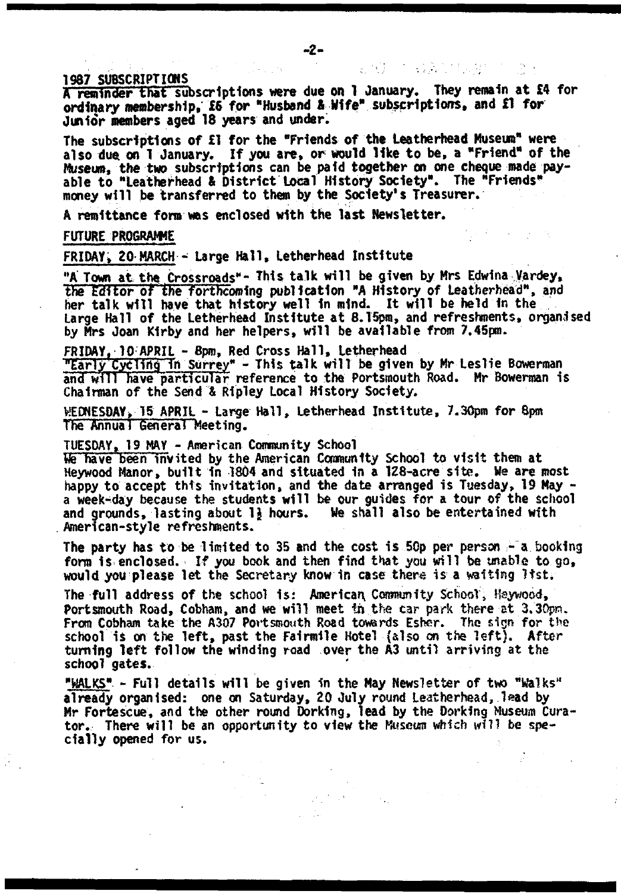## 1987 SUBSCRIPTIONS

A reminder that subscriptions were due on 1 January. They remain at £4 for ordinary membership, £6 for "Husband & Wife" subscriptions, and £1 for Junior members aged 18 years and under.

The subscriptions of £1 for the "Friends of the Leatherhead Museum" were also due on 1 January. If you are, or would like to be, a "Friend" of the Museum, the two subscriptions can be paid together on one cheque made payable to "Leatherhead & District Local History Society". The "Friends" money will be transferred to them by the Society's Treasurer.

A remittance form was enclosed with the last Newsletter.

## FUTURE PROGRAMME

FRIDAY, 20 MARCH - Large Hall, Letherhead Institute

"A Town at the Crossroads" - This talk will be given by Mrs Edwina Vardey, the Editor of the forthcoming publication "A History of Leatherhead", and her talk will have that history well in mind. It will be held in the Large Hall of the Letherhead Institute at 8.15pm, and refreshments, organised by Mrs Joan Kirby and her helpers, will be available from 7.45pm.

FRIDAY, 10 APRIL - 8pm, Red Cross Hall, Letherhead

"Early Cycling in Surrey" - This talk will be given by Mr Leslie Bowerman and will have particular reference to the Portsmouth Road. Mr Bowerman is Chairman of the Send & Ripley Local History Society.

WEDNESDAY, 15 APRIL - Large Hall, Letherhead Institute, 7.30pm for 8pm

The Annual General Meeting.

TUESDAY, 19 MAY - American Community School

We have been invited by the American Community School to visit them at Heywood Manor, built in 1804 and situated in a 128-acre site. We are most happy to accept this invitation, and the date arranged is Tuesday, 19 May - a week-day because the students will be our guides for a tour of the school and grounds, lasting about 1½ hours. We shall also be entertained with American-style refreshments.

The party has to be limited to 35 and the cost is 50p per person - a booking form is enclosed. If you book and then find that you will be unable to go, would you please let the Secretary know in case there is a waiting list.

The full address of the school is: American Community School, Heywood, Portsmouth Road, Cobham, and we will meet in the car park there at 3.30pm. From Cobham take the A307 Portsmouth Road towards Esher. The sign for the school is on the left, past the Fairmile Hotel (also on the left). After turning left follow the winding road over the A3 until arriving at the school gates.

"WALKS" - Full details will be given in the May Newsletter of two "Walks" already organised: one on Saturday, 20 July round Leatherhead, lead by Mr Fortescue, and the other round Dorking, lead by the Dorking Museum Curator. There will be an opportunity to view the Museum which will be specially opened for us.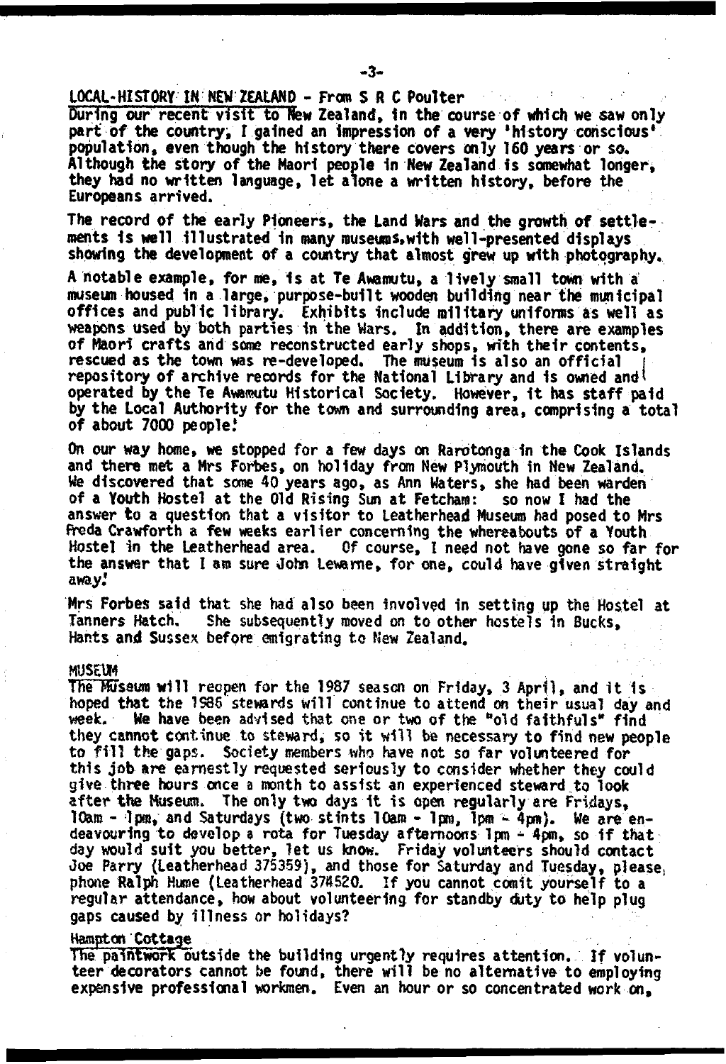## LOCAL-HISTORY IN NEW ZEALAND - From S R C Poulter

During our recent visit to New Zealand, in the course of which we saw only part of the country, I gained an impression of a very 'history conscious' population, even though the history there covers only 160 years or so. Although the story of the Maori people in New Zealand is somewhat longer, they had no written language, let alone a written history, before the Europeans arrived.

The record of the early Pioneers, the Land Wars and the growth of settlements is well illustrated in many museums, with well-presented displays showing the development of a country that almost grew up with photography.

A notable example, for me, is at Te Awamutu, a lively small town with a museum housed in a large, purpose-built wooden building near the municipal offices and public library. Exhibits include military uniforms as well as weapons used by both parties in the Wars. In addition, there are examples of Maori crafts and some reconstructed early shops, with their contents, rescued as the town was re-developed. The museum is also an official repository of archive records for the National Library and is owned and operated by the Te Awamutu Historical Society. However, it has staff paid by the Local Authority for the town and surrounding area, comprising a total of about 7000 people!

On our way home, we stopped for a few days on Rarotonga in the Cook Islands and there met a Mrs Forbes, on holiday from New Plymouth in New Zealand. We discovered that some 40 years ago, as Ann Waters, she had been warden of a Youth Hostel at the Old Rising Sun at Fetcham: so now I had the answer to a question that a visitor to Leatherhead Museum had posed to Mrs Freda Crawforth a few weeks earlier concerning the whereabouts of a Youth Hostel in the Leatherhead area. Of course, I need not have gone so far for the answer that I am sure John Lewarne, for one, could have given straight away!

Mrs Forbes said that she had also been involved in setting up the Hostel at Tanners Hatch. She subsequently moved on to other hostels in Bucks, Hants and Sussex before emigrating to New Zealand.

## MUSEUM

The Museum will reopen for the 1987 season on Friday, 3 April, and it is hoped that the 1986 stewards will continue to attend on their usual day and week. We have been advised that one or two of the "old faithfuls" find they cannot continue to steward, so it will be necessary to find new people to fill the gaps. Society members who have not so far volunteered for this job are earnestly requested seriously to consider whether they could give three hours once a month to assist an experienced steward to look after the Museum. The only two days it is open regularly are Fridays, 10am - 1pm, and Saturdays (two stints 10am - 1pm, 1pm - 4pm). We are endeavouring to develop a rota for Tuesday afternoons 1pm - 4pm, so if that day would suit you better, let us know. Friday volunteers should contact Joe Parry (Leatherhead 375359), and those for Saturday and Tuesday, please, phone Ralph Hume (Leatherhead 374520. If you cannot comit yourself to a regular attendance, how about volunteering for standby duty to help plug gaps caused by illness or holidays?

### Hampton Cottage

The paintwork outside the building urgently requires attention. If volunteer decorators cannot be found, there will be no alternative to employing expensive professional workmen. Even an hour or so concentrated work on,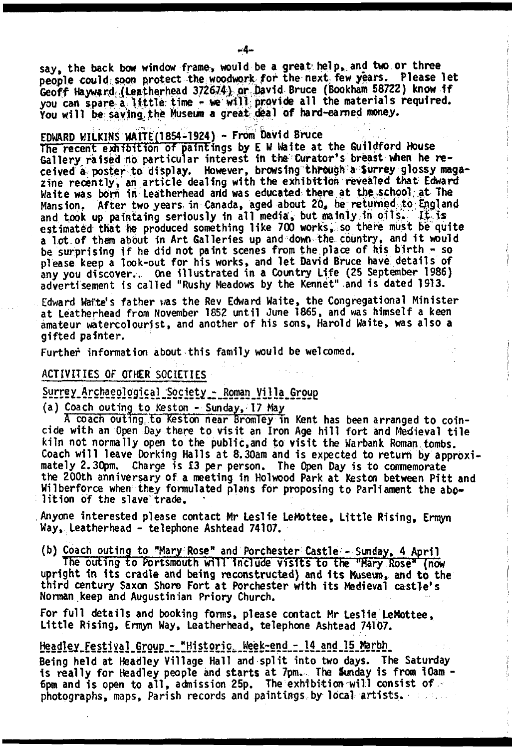say, the back bow window frame, would be a great help, and two or three people could soon protect the woodwork for the next few years. Please let Geoff Hayward (Leatherhead 372674) or David Bruce (Bookham 58722) know if you can spare a little time - we will provide all the materials required. You will be saving the Museum a great deal of hard-earned money.

## EDWARD WILKINS WAITE(1854-1924) - From David Bruce

The recent exhibition of paintings by E W Waite at the Guildford House Gallery raised no particular interest in the Curator's breast when he received a poster to display. However, browsing through a Surrey glossy magazine recently, an article dealing with the exhibition revealed that Edward Waite was born in Leatherhead and was educated there at the school at The Mansion. After two years in Canada, aged about 20, he returned to England and took up paintaing seriously in all media, but mainly in oils. It is estimated that he produced something like 700 works, so there must be quite a lot of them about in Art Galleries up and down the country, and it would be surprising if he did not paint scenes from the place of his birth - so please keep a look-out for his works, and let David Bruce have details of any you discover. One illustrated in a Country Life (25 September 1986) advertisement is called "Rushy Meadows by the Kennet" and is dated 1913.

Edward Waite's father was the Rev Edward Waite, the Congregational Minister at Leatherhead from November 1852 until June 1865, and was himself a keen amateur watercolourist, and another of his sons, Harold Waite, was also a gifted painter.

Further information about this family would be welcomed.

## ACTIVITIES OF OTHER SOCIETIES

### Surrey Archaeological Society - Roman Villa Group

(a) Coach outing to Keston - Sunday, 17 May

A coach outing to Keston near Bromley in Kent has been arranged to coincide with an Open Day there to visit an Iron Age hill fort and Medieval tile kiln not normally open to the public, and to visit the Warbank Roman tombs. Coach will leave Dorking Halls at 8.30am and is expected to return by approximately 2.30pm. Charge is £3 per person. The Open Day is to commemorate the 200th anniversary of a meeting in Holwood Park at Keston between Pitt and Wilberforce when they formulated plans for proposing to Parliament the abolition of the slave trade.

Anyone interested please contact Mr Leslie LeMottee, Little Rising, Ermyn Way, Leatherhead - telephone Ashtead 74107.

(b) Coach outing to "Mary Rose" and Porchester Castle - Sunday, 4 April

The outing to Portsmouth will include visits to the "Mary Rose" (now upright in its cradle and being reconstructed) and its Museum, and to the third century Saxon Shore Fort at Porchester with its Medieval castle's Norman keep and Augustinian Priory Church.

For full details and booking forms, please contact Mr Leslie LeMottee, Little Rising, Ermyn Way, Leatherhead, telephone Ashtead 74107.

### Headley Festival Group - "Historic Week-end - 14 and 15 Marbh

Being held at Headley Village Hall and split into two days. The Saturday is really for Headley people and starts at 7pm. The Sunday is from 10am - 6pm and is open to all, admission 25p. The exhibition will consist of photographs, maps, Parish records and paintings by local artists.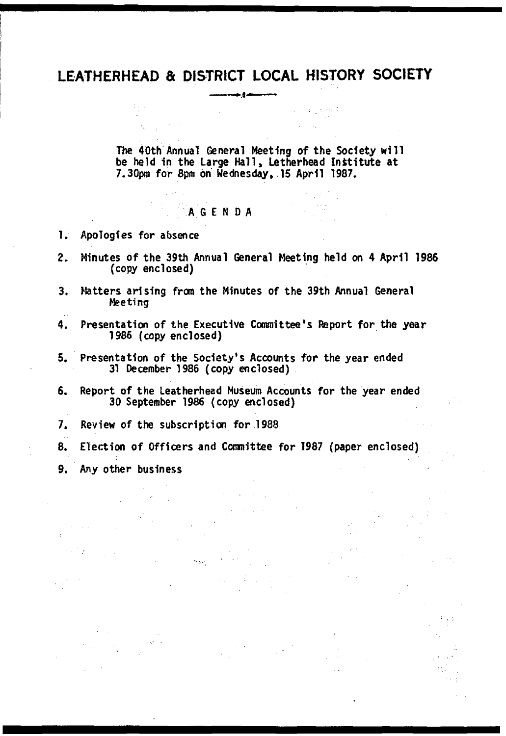# LEATHERHEAD & DISTRICT LOCAL HISTORY SOCIETY

The 40th Annual General Meeting of the Society will be held in the Large Hall, Letherhead Institute at 7.30pm for 8pm on Wednesday, 15 April 1987.

## AGENDA

1. Apologies for absence
2. Minutes of the 39th Annual General Meeting held on 4 April 1986 (copy enclosed)
3. Matters arising from the Minutes of the 39th Annual General Meeting
4. Presentation of the Executive Committee's Report for the year 1986 (copy enclosed)
5. Presentation of the Society's Accounts for the year ended 31 December 1986 (copy enclosed)
6. Report of the Leatherhead Museum Accounts for the year ended 30 September 1986 (copy enclosed)
7. Review of the subscription for 1988
8. Election of Officers and Committee for 1987 (paper enclosed)
9. Any other business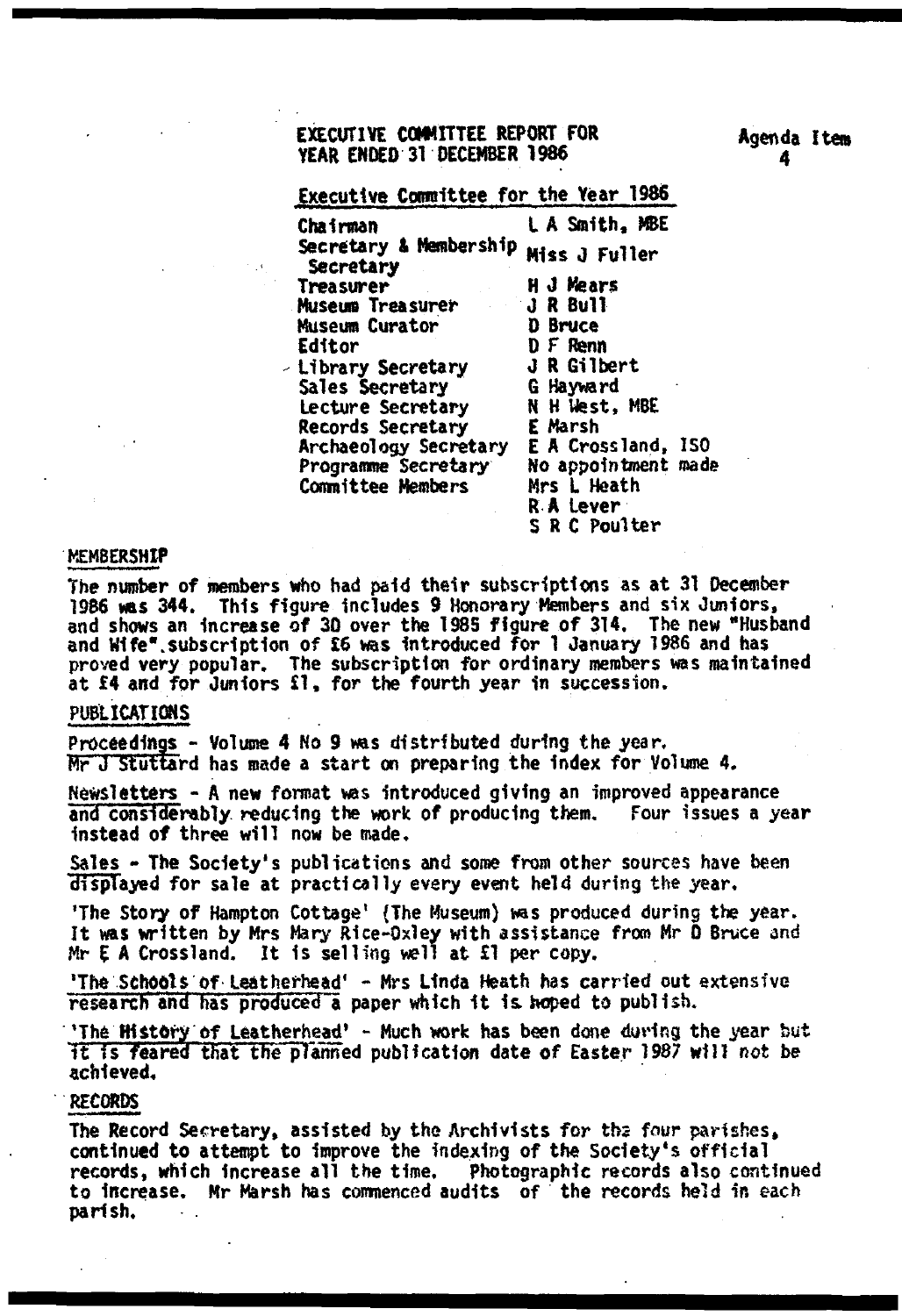# EXECUTIVE COMMITTEE REPORT FOR YEAR ENDED 31 DECEMBER 1986

Agenda Item 4

## Executive Committee for the Year 1986

| | |
|---|---|
| Chairman | L A Smith, MBE |
| Secretary & Membership Secretary | Miss J Fuller |
| Treasurer | H J Mears |
| Museum Treasurer | J R Bull |
| Museum Curator | D Bruce |
| Editor | D F Renn |
| Library Secretary | J R Gilbert |
| Sales Secretary | G Hayward |
| Lecture Secretary | N H West, MBE |
| Records Secretary | E Marsh |
| Archaeology Secretary | E A Crossland, ISO |
| Programme Secretary | No appointment made |
| Committee Members | Mrs L Heath |
| | R A Lever |
| | S R C Poulter |

### MEMBERSHIP

The number of members who had paid their subscriptions as at 31 December 1986 was 344. This figure includes 9 Honorary Members and six Juniors, and shows an increase of 30 over the 1985 figure of 314. The new "Husband and Wife" subscription of £6 was introduced for 1 January 1986 and has proved very popular. The subscription for ordinary members was maintained at £4 and for Juniors £1, for the fourth year in succession.

### PUBLICATIONS

Proceedings - Volume 4 No 9 was distributed during the year. Mr J Stuttard has made a start on preparing the index for Volume 4.

Newsletters - A new format was introduced giving an improved appearance and considerably reducing the work of producing them. Four issues a year instead of three will now be made.

Sales - The Society's publications and some from other sources have been displayed for sale at practically every event held during the year.

'The Story of Hampton Cottage' (The Museum) was produced during the year. It was written by Mrs Mary Rice-Oxley with assistance from Mr D Bruce and Mr E A Crossland. It is selling well at £1 per copy.

'The Schools of Leatherhead' - Mrs Linda Heath has carried out extensive research and has produced a paper which it is hoped to publish.

'The History of Leatherhead' - Much work has been done during the year but it is feared that the planned publication date of Easter 1987 will not be achieved.

### RECORDS

The Record Secretary, assisted by the Archivists for the four parishes, continued to attempt to improve the indexing of the Society's official records, which increase all the time. Photographic records also continued to increase. Mr Marsh has commenced audits of the records held in each parish.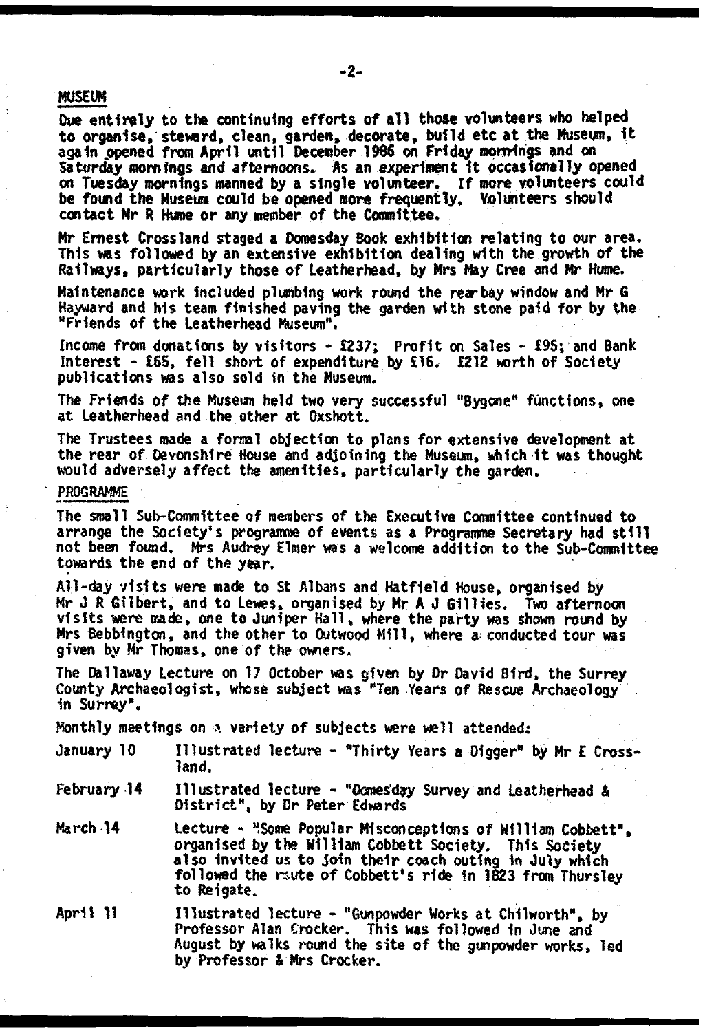## MUSEUM

Due entirely to the continuing efforts of all those volunteers who helped to organise, steward, clean, garden, decorate, build etc at the Museum, it again opened from April until December 1986 on Friday mornings and on Saturday mornings and afternoons. As an experiment it occasionally opened on Tuesday mornings manned by a single volunteer. If more volunteers could be found the Museum could be opened more frequently. Volunteers should contact Mr R Hume or any member of the Committee.

Mr Ernest Crossland staged a Domesday Book exhibition relating to our area. This was followed by an extensive exhibition dealing with the growth of the Railways, particularly those of Leatherhead, by Mrs May Cree and Mr Hume.

Maintenance work included plumbing work round the rear bay window and Mr G Hayward and his team finished paving the garden with stone paid for by the "Friends of the Leatherhead Museum".

Income from donations by visitors - £237; Profit on Sales - £95; and Bank Interest - £65, fell short of expenditure by £16. £212 worth of Society publications was also sold in the Museum.

The Friends of the Museum held two very successful "Bygone" functions, one at Leatherhead and the other at Oxshott.

The Trustees made a formal objection to plans for extensive development at the rear of Devonshire House and adjoining the Museum, which it was thought would adversely affect the amenities, particularly the garden.

## PROGRAMME

The small Sub-Committee of members of the Executive Committee continued to arrange the Society's programme of events as a Programme Secretary had still not been found. Mrs Audrey Elmer was a welcome addition to the Sub-Committee towards the end of the year.

All-day visits were made to St Albans and Hatfield House, organised by Mr J R Gilbert, and to Lewes, organised by Mr A J Gillies. Two afternoon visits were made, one to Juniper Hall, where the party was shown round by Mrs Bebbington, and the other to Outwood Mill, where a conducted tour was given by Mr Thomas, one of the owners.

The Dallaway Lecture on 17 October was given by Dr David Bird, the Surrey County Archaeologist, whose subject was "Ten Years of Rescue Archaeology in Surrey".

Monthly meetings on a variety of subjects were well attended:

January 10 — Illustrated lecture - "Thirty Years a Digger" by Mr E Crossland.

February 14 — Illustrated lecture - "Domesday Survey and Leatherhead & District", by Dr Peter Edwards

March 14 — Lecture - "Some Popular Misconceptions of William Cobbett", organised by the William Cobbett Society. This Society also invited us to join their coach outing in July which followed the route of Cobbett's ride in 1823 from Thursley to Reigate.

April 11 — Illustrated lecture - "Gunpowder Works at Chilworth", by Professor Alan Crocker. This was followed in June and August by walks round the site of the gunpowder works, led by Professor & Mrs Crocker.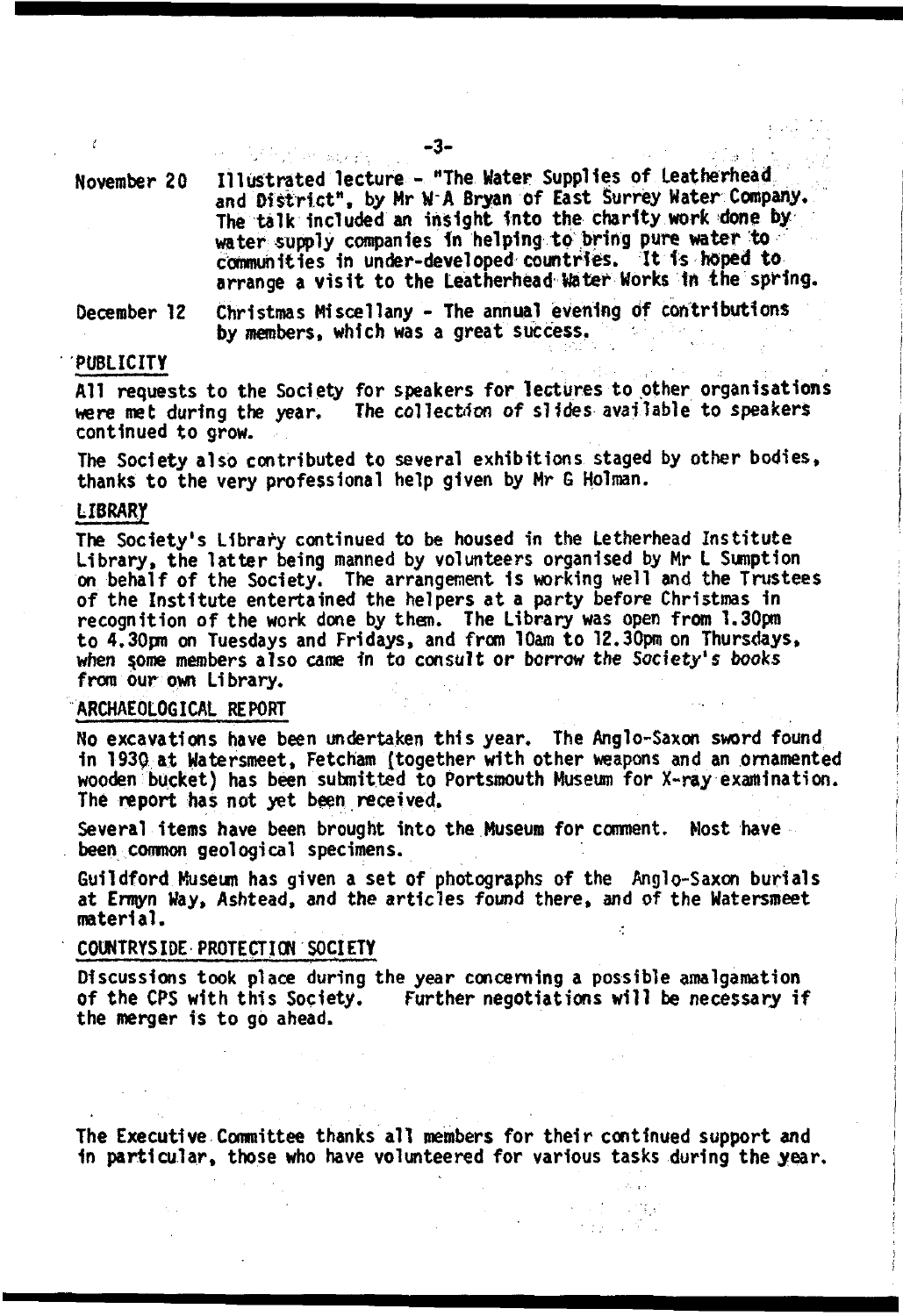November 20 Illustrated lecture - "The Water Supplies of Leatherhead and District", by Mr W A Bryan of East Surrey Water Company. The talk included an insight into the charity work done by water supply companies in helping to bring pure water to communities in under-developed countries. It is hoped to arrange a visit to the Leatherhead Water Works in the spring.

December 12 Christmas Miscellany - The annual evening of contributions by members, which was a great success.

## PUBLICITY

All requests to the Society for speakers for lectures to other organisations were met during the year. The collection of slides available to speakers continued to grow.

The Society also contributed to several exhibitions staged by other bodies, thanks to the very professional help given by Mr G Holman.

## LIBRARY

The Society's Library continued to be housed in the Letherhead Institute Library, the latter being manned by volunteers organised by Mr L Sumption on behalf of the Society. The arrangement is working well and the Trustees of the Institute entertained the helpers at a party before Christmas in recognition of the work done by them. The Library was open from 1.30pm to 4.30pm on Tuesdays and Fridays, and from 10am to 12.30pm on Thursdays, when some members also came in to consult or borrow the Society's books from our own Library.

## ARCHAEOLOGICAL REPORT

No excavations have been undertaken this year. The Anglo-Saxon sword found in 1930 at Watersmeet, Fetcham (together with other weapons and an ornamented wooden bucket) has been submitted to Portsmouth Museum for X-ray examination. The report has not yet been received.

Several items have been brought into the Museum for comment. Most have been common geological specimens.

Guildford Museum has given a set of photographs of the Anglo-Saxon burials at Ermyn Way, Ashtead, and the articles found there, and of the Watersmeet material.

## COUNTRYSIDE PROTECTION SOCIETY

Discussions took place during the year concerning a possible amalgamation of the CPS with this Society. Further negotiations will be necessary if the merger is to go ahead.

The Executive Committee thanks all members for their continued support and in particular, those who have volunteered for various tasks during the year.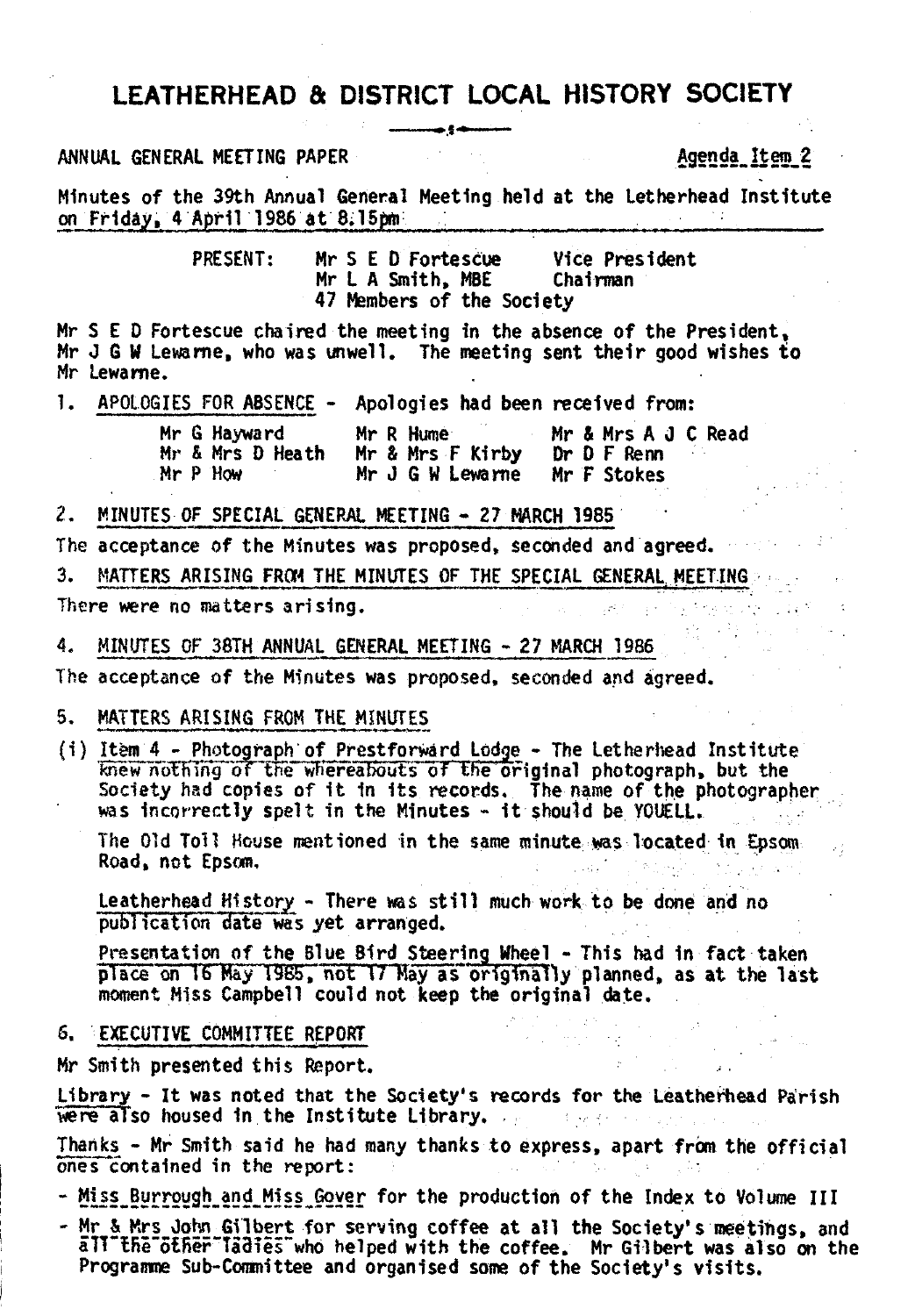# LEATHERHEAD & DISTRICT LOCAL HISTORY SOCIETY

ANNUAL GENERAL MEETING PAPER

Agenda Item 2

Minutes of the 39th Annual General Meeting held at the Letherhead Institute on Friday, 4 April 1986 at 8.15pm

PRESENT:

| | |
|---|---|
| Mr S E D Fortescue | Vice President |
| Mr L A Smith, MBE | Chairman |
| 47 Members of the Society | |

Mr S E D Fortescue chaired the meeting in the absence of the President, Mr J G W Lewarne, who was unwell. The meeting sent their good wishes to Mr Lewarne.

1. APOLOGIES FOR ABSENCE - Apologies had been received from:

| | | |
|---|---|---|
| Mr G Hayward | Mr R Hume | Mr & Mrs A J C Read |
| Mr & Mrs D Heath | Mr & Mrs F Kirby | Dr D F Renn |
| Mr P How | Mr J G W Lewarne | Mr F Stokes |

2. MINUTES OF SPECIAL GENERAL MEETING - 27 MARCH 1985

The acceptance of the Minutes was proposed, seconded and agreed.

3. MATTERS ARISING FROM THE MINUTES OF THE SPECIAL GENERAL MEETING

There were no matters arising.

4. MINUTES OF 38TH ANNUAL GENERAL MEETING - 27 MARCH 1986

The acceptance of the Minutes was proposed, seconded and agreed.

5. MATTERS ARISING FROM THE MINUTES

(i) Item 4 - Photograph of Prestforward Lodge - The Letherhead Institute knew nothing of the whereabouts of the original photograph, but the Society had copies of it in its records. The name of the photographer was incorrectly spelt in the Minutes - it should be YOUELL.

The Old Toll House mentioned in the same minute was located in Epsom Road, not Epsom.

Leatherhead History - There was still much work to be done and no publication date was yet arranged.

Presentation of the Blue Bird Steering Wheel - This had in fact taken place on 16 May 1985, not 17 May as originally planned, as at the last moment Miss Campbell could not keep the original date.

6. EXECUTIVE COMMITTEE REPORT

Mr Smith presented this Report.

Library - It was noted that the Society's records for the Leatherhead Parish were also housed in the Institute Library.

Thanks - Mr Smith said he had many thanks to express, apart from the official ones contained in the report:

- Miss Burrough and Miss Gover for the production of the Index to Volume III
- Mr & Mrs John Gilbert for serving coffee at all the Society's meetings, and all the other ladies who helped with the coffee. Mr Gilbert was also on the Programme Sub-Committee and organised some of the Society's visits.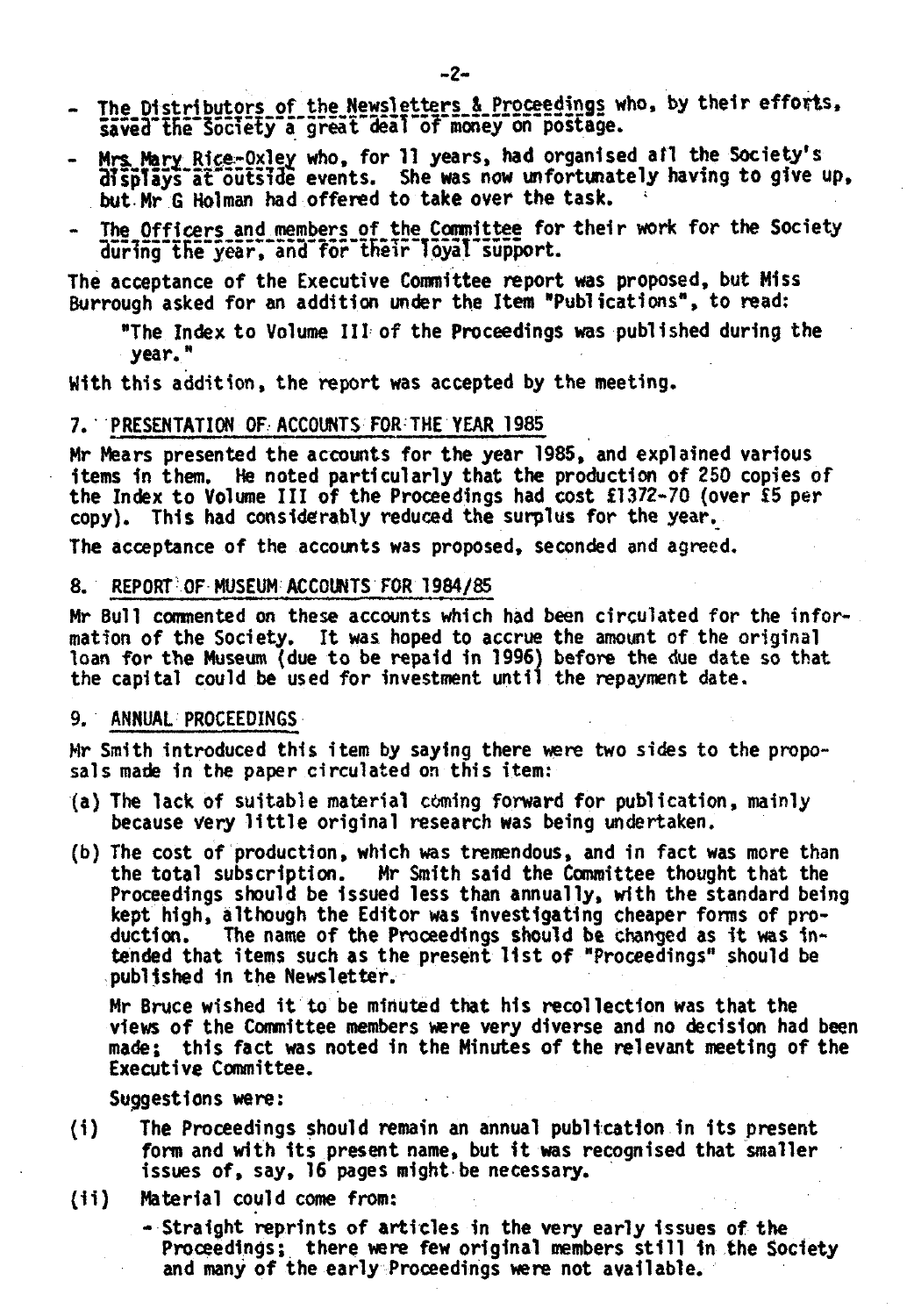- The Distributors of the Newsletters & Proceedings who, by their efforts, saved the Society a great deal of money on postage.
- Mrs Mary Rice-Oxley who, for 11 years, had organised all the Society's displays at outside events. She was now unfortunately having to give up, but Mr G Holman had offered to take over the task.
- The Officers and members of the Committee for their work for the Society during the year, and for their loyal support.

The acceptance of the Executive Committee report was proposed, but Miss Burrough asked for an addition under the Item "Publications", to read:

> "The Index to Volume III of the Proceedings was published during the year."

With this addition, the report was accepted by the meeting.

## 7. PRESENTATION OF ACCOUNTS FOR THE YEAR 1985

Mr Mears presented the accounts for the year 1985, and explained various items in them. He noted particularly that the production of 250 copies of the Index to Volume III of the Proceedings had cost £1372-70 (over £5 per copy). This had considerably reduced the surplus for the year.

The acceptance of the accounts was proposed, seconded and agreed.

## 8. REPORT OF MUSEUM ACCOUNTS FOR 1984/85

Mr Bull commented on these accounts which had been circulated for the information of the Society. It was hoped to accrue the amount of the original loan for the Museum (due to be repaid in 1996) before the due date so that the capital could be used for investment until the repayment date.

## 9. ANNUAL PROCEEDINGS

Mr Smith introduced this item by saying there were two sides to the proposals made in the paper circulated on this item:

(a) The lack of suitable material coming forward for publication, mainly because very little original research was being undertaken.

(b) The cost of production, which was tremendous, and in fact was more than the total subscription. Mr Smith said the Committee thought that the Proceedings should be issued less than annually, with the standard being kept high, although the Editor was investigating cheaper forms of production. The name of the Proceedings should be changed as it was intended that items such as the present list of "Proceedings" should be published in the Newsletter.

Mr Bruce wished it to be minuted that his recollection was that the views of the Committee members were very diverse and no decision had been made; this fact was noted in the Minutes of the relevant meeting of the Executive Committee.

Suggestions were:

(i) The Proceedings should remain an annual publication in its present form and with its present name, but it was recognised that smaller issues of, say, 16 pages might be necessary.

(ii) Material could come from:

- Straight reprints of articles in the very early issues of the Proceedings; there were few original members still in the Society and many of the early Proceedings were not available.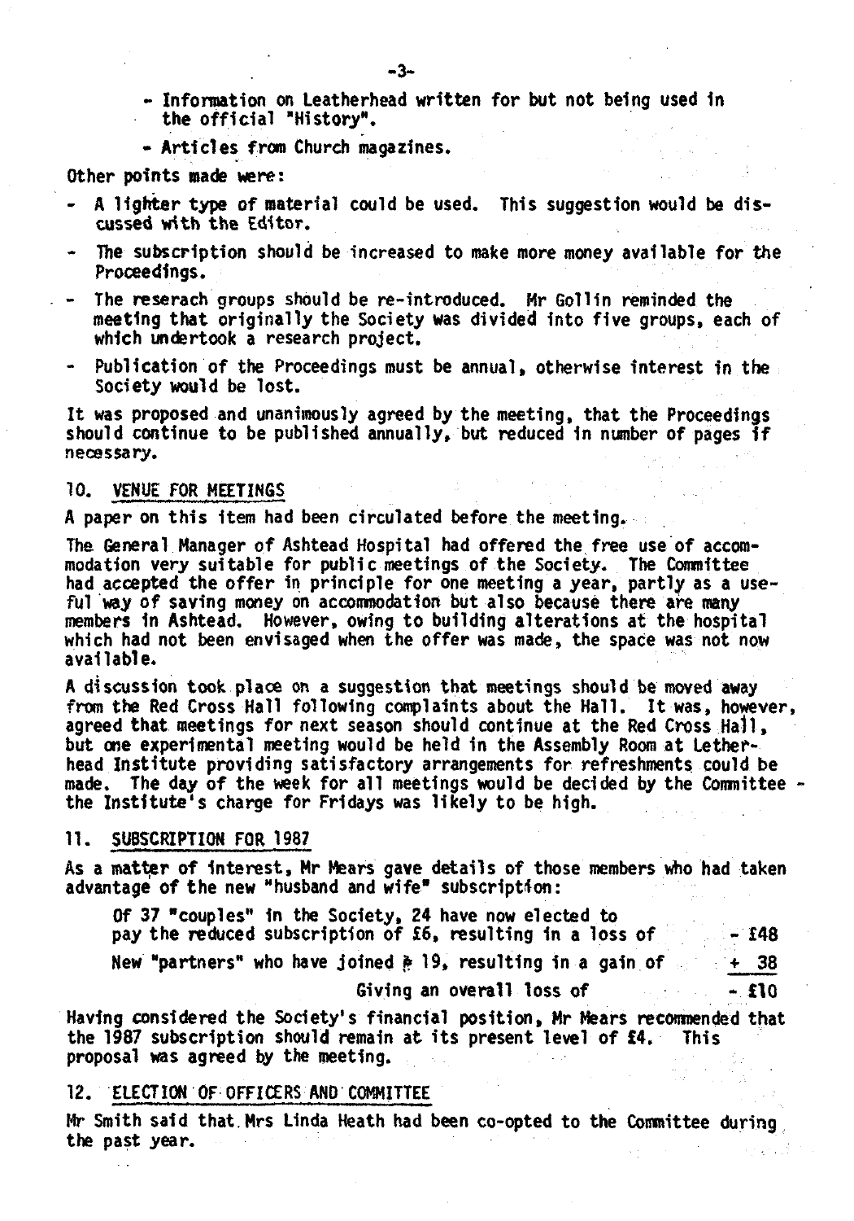- Information on Leatherhead written for but not being used in the official "History".
- Articles from Church magazines.

Other points made were:

- A lighter type of material could be used. This suggestion would be discussed with the Editor.
- The subscription should be increased to make more money available for the Proceedings.
- The reserach groups should be re-introduced. Mr Gollin reminded the meeting that originally the Society was divided into five groups, each of which undertook a research project.
- Publication of the Proceedings must be annual, otherwise interest in the Society would be lost.

It was proposed and unanimously agreed by the meeting, that the Proceedings should continue to be published annually, but reduced in number of pages if necessary.

## 10. VENUE FOR MEETINGS

A paper on this item had been circulated before the meeting.

The General Manager of Ashtead Hospital had offered the free use of accommodation very suitable for public meetings of the Society. The Committee had accepted the offer in principle for one meeting a year, partly as a useful way of saving money on accommodation but also because there are many members in Ashtead. However, owing to building alterations at the hospital which had not been envisaged when the offer was made, the space was not now available.

A discussion took place on a suggestion that meetings should be moved away from the Red Cross Hall following complaints about the Hall. It was, however, agreed that meetings for next season should continue at the Red Cross Hall, but one experimental meeting would be held in the Assembly Room at Letherhead Institute providing satisfactory arrangements for refreshments could be made. The day of the week for all meetings would be decided by the Committee - the Institute's charge for Fridays was likely to be high.

## 11. SUBSCRIPTION FOR 1987

As a matter of interest, Mr Mears gave details of those members who had taken advantage of the new "husband and wife" subscription:

| | |
|---|---|
| Of 37 "couples" in the Society, 24 have now elected to pay the reduced subscription of £6, resulting in a loss of | - £48 |
| New "partners" who have joined 19, resulting in a gain of | + 38 |
| Giving an overall loss of | - £10 |

Having considered the Society's financial position, Mr Mears recommended that the 1987 subscription should remain at its present level of £4. This proposal was agreed by the meeting.

## 12. ELECTION OF OFFICERS AND COMMITTEE

Mr Smith said that Mrs Linda Heath had been co-opted to the Committee during the past year.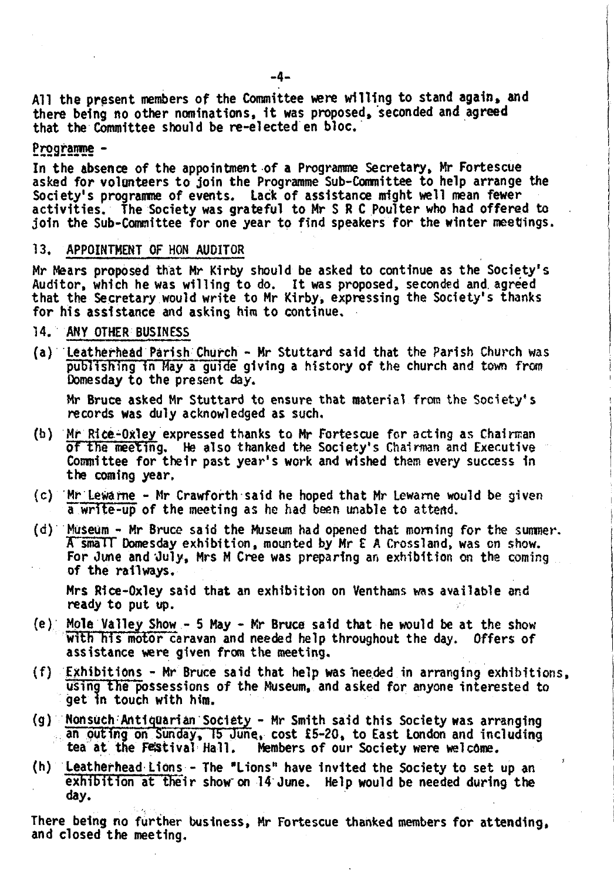All the present members of the Committee were willing to stand again, and there being no other nominations, it was proposed, seconded and agreed that the Committee should be re-elected en bloc.

Programme -

In the absence of the appointment of a Programme Secretary, Mr Fortescue asked for volunteers to join the Programme Sub-Committee to help arrange the Society's programme of events. Lack of assistance might well mean fewer activities. The Society was grateful to Mr S R C Poulter who had offered to join the Sub-Committee for one year to find speakers for the winter meetings.

## 13. APPOINTMENT OF HON AUDITOR

Mr Mears proposed that Mr Kirby should be asked to continue as the Society's Auditor, which he was willing to do. It was proposed, seconded and agreed that the Secretary would write to Mr Kirby, expressing the Society's thanks for his assistance and asking him to continue.

## 14. ANY OTHER BUSINESS

(a) Leatherhead Parish Church - Mr Stuttard said that the Parish Church was publishing in May a guide giving a history of the church and town from Domesday to the present day.

Mr Bruce asked Mr Stuttard to ensure that material from the Society's records was duly acknowledged as such.

(b) Mr Rice-Oxley expressed thanks to Mr Fortescue for acting as Chairman of the meeting. He also thanked the Society's Chairman and Executive Committee for their past year's work and wished them every success in the coming year.

(c) Mr Lewarne - Mr Crawforth said he hoped that Mr Lewarne would be given a write-up of the meeting as he had been unable to attend.

(d) Museum - Mr Bruce said the Museum had opened that morning for the summer. A small Domesday exhibition, mounted by Mr E A Crossland, was on show. For June and July, Mrs M Cree was preparing an exhibition on the coming of the railways.

Mrs Rice-Oxley said that an exhibition on Venthams was available and ready to put up.

(e) Mole Valley Show - 5 May - Mr Bruce said that he would be at the show with his motor caravan and needed help throughout the day. Offers of assistance were given from the meeting.

(f) Exhibitions - Mr Bruce said that help was needed in arranging exhibitions, using the possessions of the Museum, and asked for anyone interested to get in touch with him.

(g) Nonsuch Antiquarian Society - Mr Smith said this Society was arranging an outing on Sunday, 15 June, cost £5-20, to East London and including tea at the Festival Hall. Members of our Society were welcome.

(h) Leatherhead Lions - The "Lions" have invited the Society to set up an exhibition at their show on 14 June. Help would be needed during the day.

There being no further business, Mr Fortescue thanked members for attending, and closed the meeting.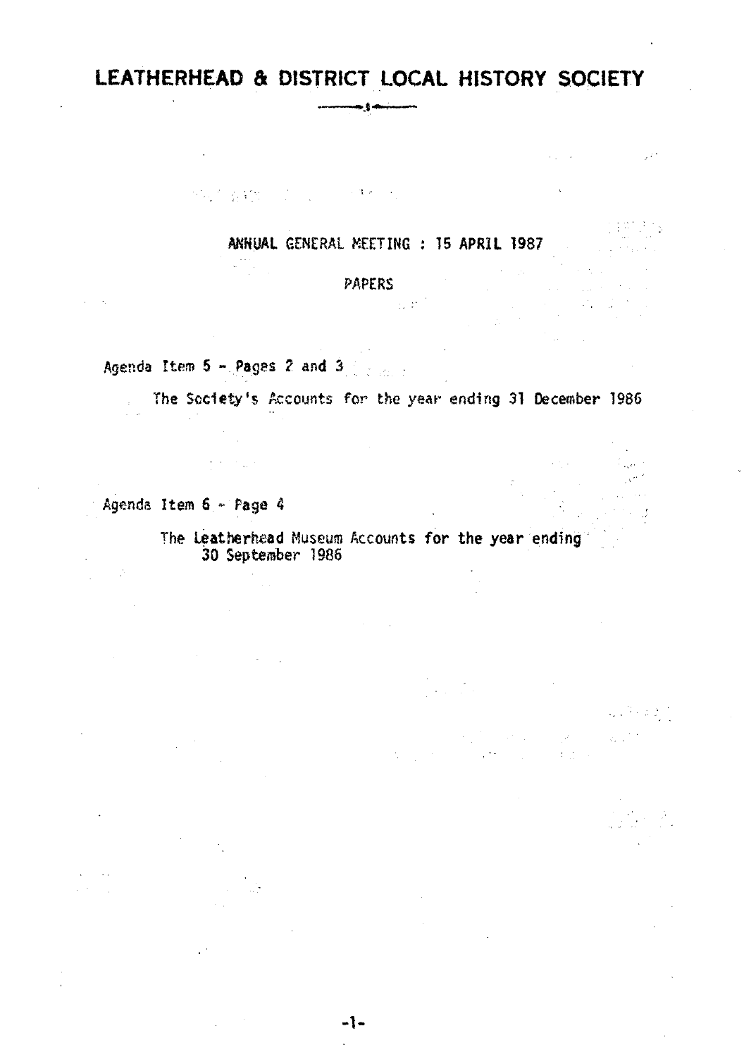# LEATHERHEAD & DISTRICT LOCAL HISTORY SOCIETY

ANNUAL GENERAL MEETING : 15 APRIL 1987

PAPERS

Agenda Item 5 - Pages 2 and 3

The Society's Accounts for the year ending 31 December 1986

Agenda Item 6 - Page 4

The Leatherhead Museum Accounts for the year ending 30 September 1986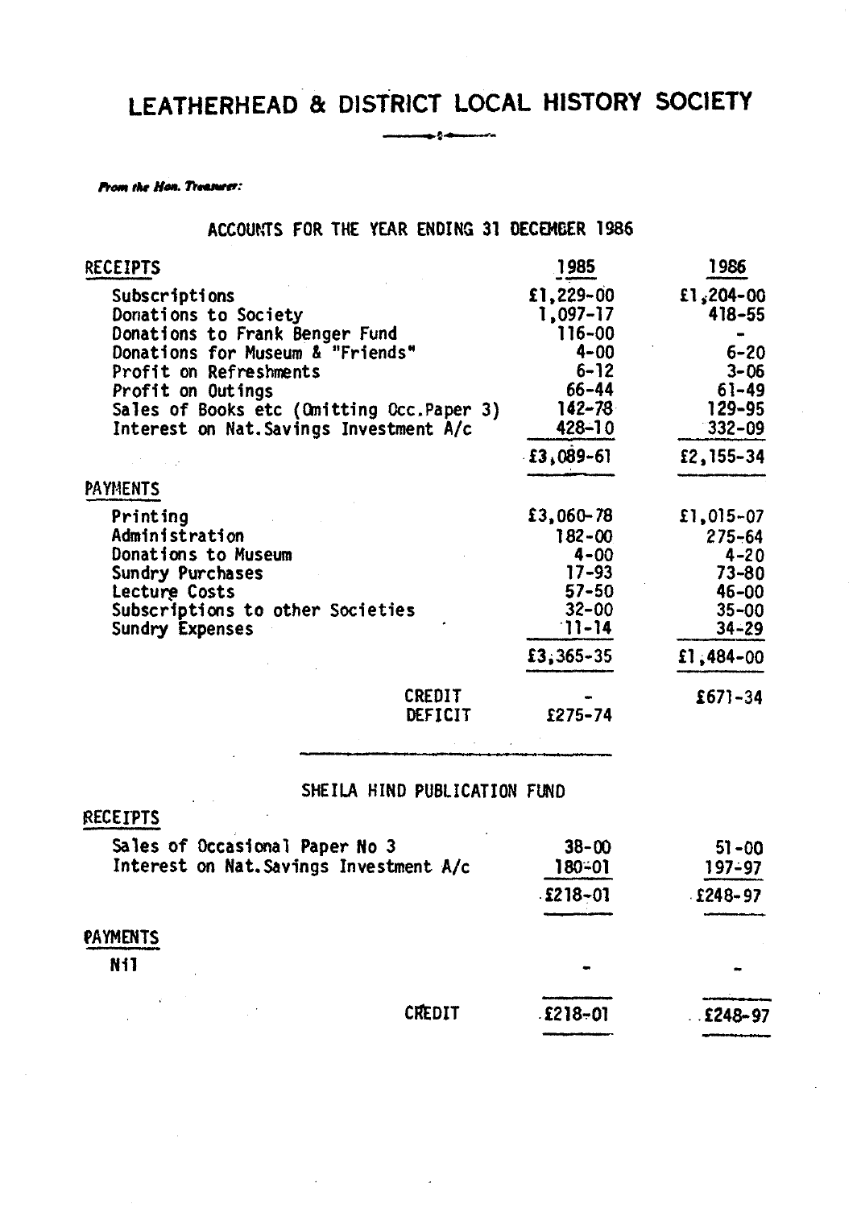# LEATHERHEAD & DISTRICT LOCAL HISTORY SOCIETY

***From the Hon. Treasurer:***

## ACCOUNTS FOR THE YEAR ENDING 31 DECEMBER 1986

| RECEIPTS | 1985 | 1986 |
|---|---|---|
| Subscriptions | £1,229-00 | £1,204-00 |
| Donations to Society | 1,097-17 | 418-55 |
| Donations to Frank Benger Fund | 116-00 | - |
| Donations for Museum & "Friends" | 4-00 | 6-20 |
| Profit on Refreshments | 6-12 | 3-06 |
| Profit on Outings | 66-44 | 61-49 |
| Sales of Books etc (Omitting Occ.Paper 3) | 142-78 | 129-95 |
| Interest on Nat.Savings Investment A/c | 428-10 | 332-09 |
| | £3,089-61 | £2,155-34 |

| PAYMENTS | 1985 | 1986 |
|---|---|---|
| Printing | £3,060-78 | £1,015-07 |
| Administration | 182-00 | 275-64 |
| Donations to Museum | 4-00 | 4-20 |
| Sundry Purchases | 17-93 | 73-80 |
| Lecture Costs | 57-50 | 46-00 |
| Subscriptions to other Societies | 32-00 | 35-00 |
| Sundry Expenses | 11-14 | 34-29 |
| | £3,365-35 | £1,484-00 |
| CREDIT | - | £671-34 |
| DEFICIT | £275-74 | |

## SHEILA HIND PUBLICATION FUND

| RECEIPTS | 1985 | 1986 |
|---|---|---|
| Sales of Occasional Paper No 3 | 38-00 | 51-00 |
| Interest on Nat.Savings Investment A/c | 180-01 | 197-97 |
| | £218-01 | £248-97 |

| PAYMENTS | 1985 | 1986 |
|---|---|---|
| Nil | - | - |
| CREDIT | £218-01 | £248-97 |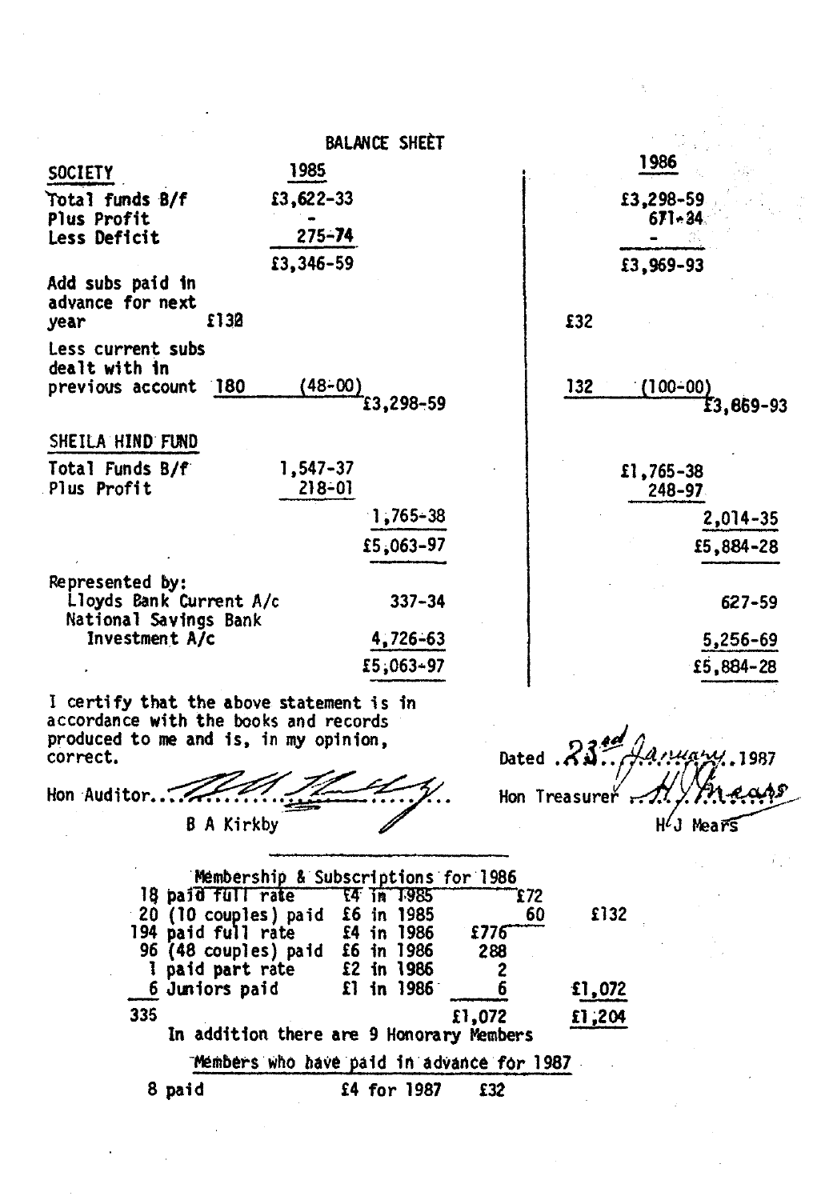# BALANCE SHEET

| | | 1985 | | | 1986 | |
|---|---|---|---|---|---|---|
| **SOCIETY** | | | | | | |
| Total funds B/f | | £3,622-33 | | | £3,298-59 | |
| Plus Profit | | - | | | 671-34 | |
| Less Deficit | | 275-74 | | | - | |
| | | £3,346-59 | | | £3,969-93 | |
| Add subs paid in advance for next year | £130 | | | £32 | | |
| Less current subs dealt with in previous account | 180 | (48-00) | £3,298-59 | 132 | (100-00) | £3,869-93 |
| **SHEILA HIND FUND** | | | | | | |
| Total Funds B/f | | 1,547-37 | | | £1,765-38 | |
| Plus Profit | | 218-01 | | | 248-97 | |
| | | | 1,765-38 | | | 2,014-35 |
| | | | £5,063-97 | | | £5,884-28 |
| Represented by: | | | | | | |
| Lloyds Bank Current A/c | | | 337-34 | | | 627-59 |
| National Savings Bank Investment A/c | | | 4,726-63 | | | 5,256-69 |
| | | | £5,063-97 | | | £5,884-28 |

I certify that the above statement is in accordance with the books and records produced to me and is, in my opinion, correct.

Hon Auditor.......................
B A Kirkby

Dated 23rd January 1987

Hon Treasurer ..................
H J Mears

## Membership & Subscriptions for 1986

| | | | | |
|---|---|---|---|---|
| 18 paid full rate | £4 in 1985 | £72 | | |
| 20 (10 couples) paid | £6 in 1985 | 60 | | £132 |
| 194 paid full rate | £4 in 1986 | | £776 | |
| 96 (48 couples) paid | £6 in 1986 | | 288 | |
| 1 paid part rate | £2 in 1986 | | 2 | |
| 6 Juniors paid | £1 in 1986 | | 6 | £1,072 |
| 335 | | | £1,072 | £1,204 |

In addition there are 9 Honorary Members

## Members who have paid in advance for 1987

8 paid £4 for 1987 £32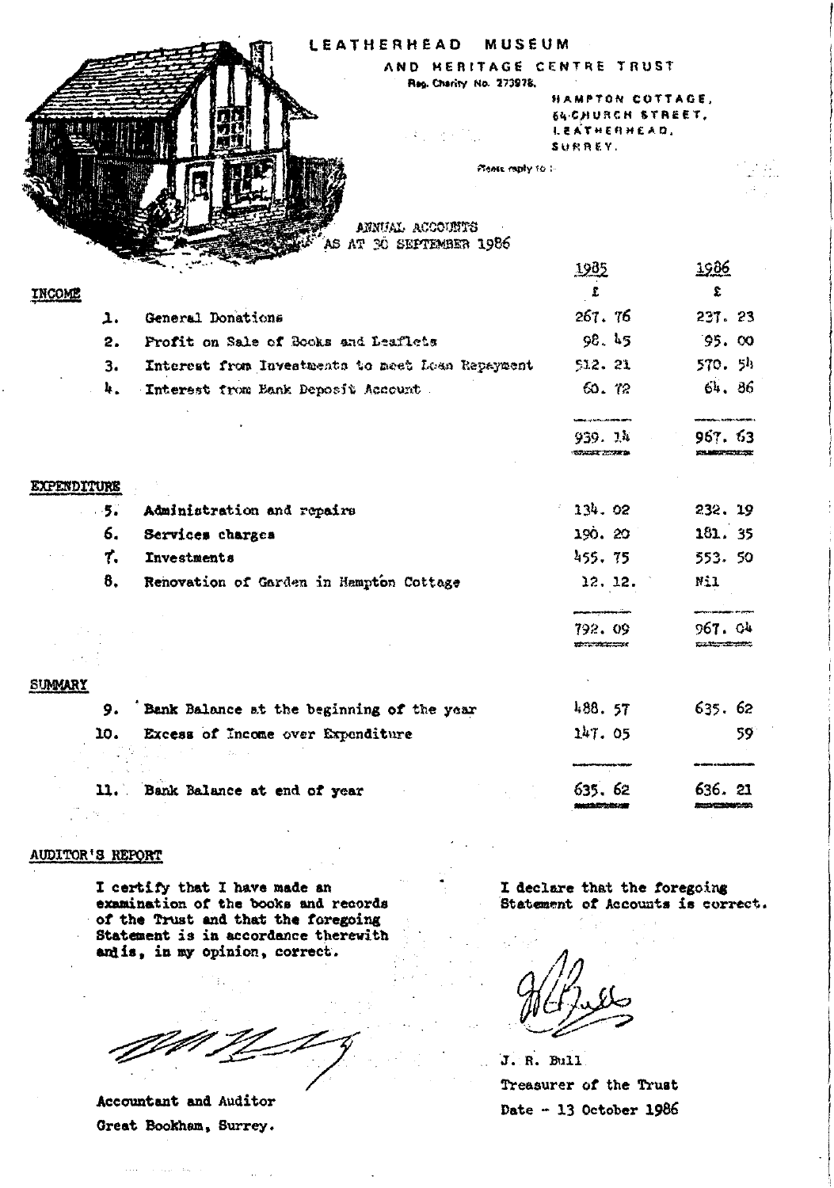# LEATHERHEAD MUSEUM

## AND HERITAGE CENTRE TRUST

Reg. Charity No. 273978.

HAMPTON COTTAGE,
64 CHURCH STREET,
LEATHERHEAD,
SURREY.

Please reply to :

ANNUAL ACCOUNTS
AS AT 30 SEPTEMBER 1986

| | | 1985 | 1986 |
|---|---|---|---|
| | | £ | £ |
| **INCOME** | | | |
| 1. | General Donations | 267. 76 | 237. 23 |
| 2. | Profit on Sale of Books and Leaflets | 98. 45 | 95. 00 |
| 3. | Interest from Investments to meet Loan Repayment | 512. 21 | 570. 54 |
| 4. | Interest from Bank Deposit Account | 60. 72 | 64. 86 |
| | | 939. 14 | 967. 63 |
| **EXPENDITURE** | | | |
| 5. | Administration and repairs | 134. 02 | 232. 19 |
| 6. | Services charges | 190. 20 | 181. 35 |
| 7. | Investments | 455. 75 | 553. 50 |
| 8. | Renovation of Garden in Hampton Cottage | 12. 12. | Nil |
| | | 792. 09 | 967. 04 |
| **SUMMARY** | | | |
| 9. | Bank Balance at the beginning of the year | 488. 57 | 635. 62 |
| 10. | Excess of Income over Expenditure | 147. 05 | 59 |
| 11. | Bank Balance at end of year | 635. 62 | 636. 21 |

AUDITOR'S REPORT

I certify that I have made an examination of the books and records of the Trust and that the foregoing Statement is in accordance therewith and is, in my opinion, correct.

Accountant and Auditor
Great Bookham, Surrey.

I declare that the foregoing Statement of Accounts is correct.

J. R. Bull
Treasurer of the Trust
Date - 13 October 1986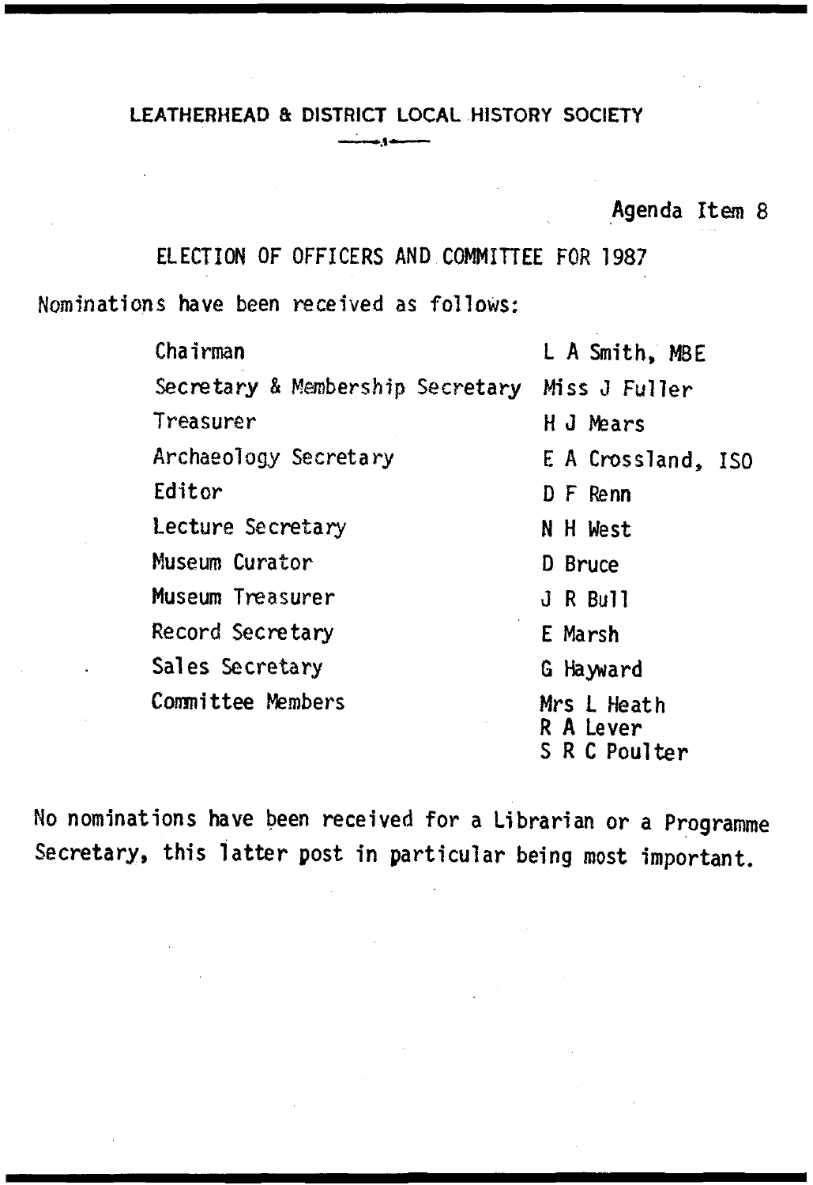LEATHERHEAD & DISTRICT LOCAL HISTORY SOCIETY

Agenda Item 8

## ELECTION OF OFFICERS AND COMMITTEE FOR 1987

Nominations have been received as follows:

| | |
|---|---|
| Chairman | L A Smith, MBE |
| Secretary & Membership Secretary | Miss J Fuller |
| Treasurer | H J Mears |
| Archaeology Secretary | E A Crossland, ISO |
| Editor | D F Renn |
| Lecture Secretary | N H West |
| Museum Curator | D Bruce |
| Museum Treasurer | J R Bull |
| Record Secretary | E Marsh |
| Sales Secretary | G Hayward |
| Committee Members | Mrs L Heath<br>R A Lever<br>S R C Poulter |

No nominations have been received for a Librarian or a Programme Secretary, this latter post in particular being most important.